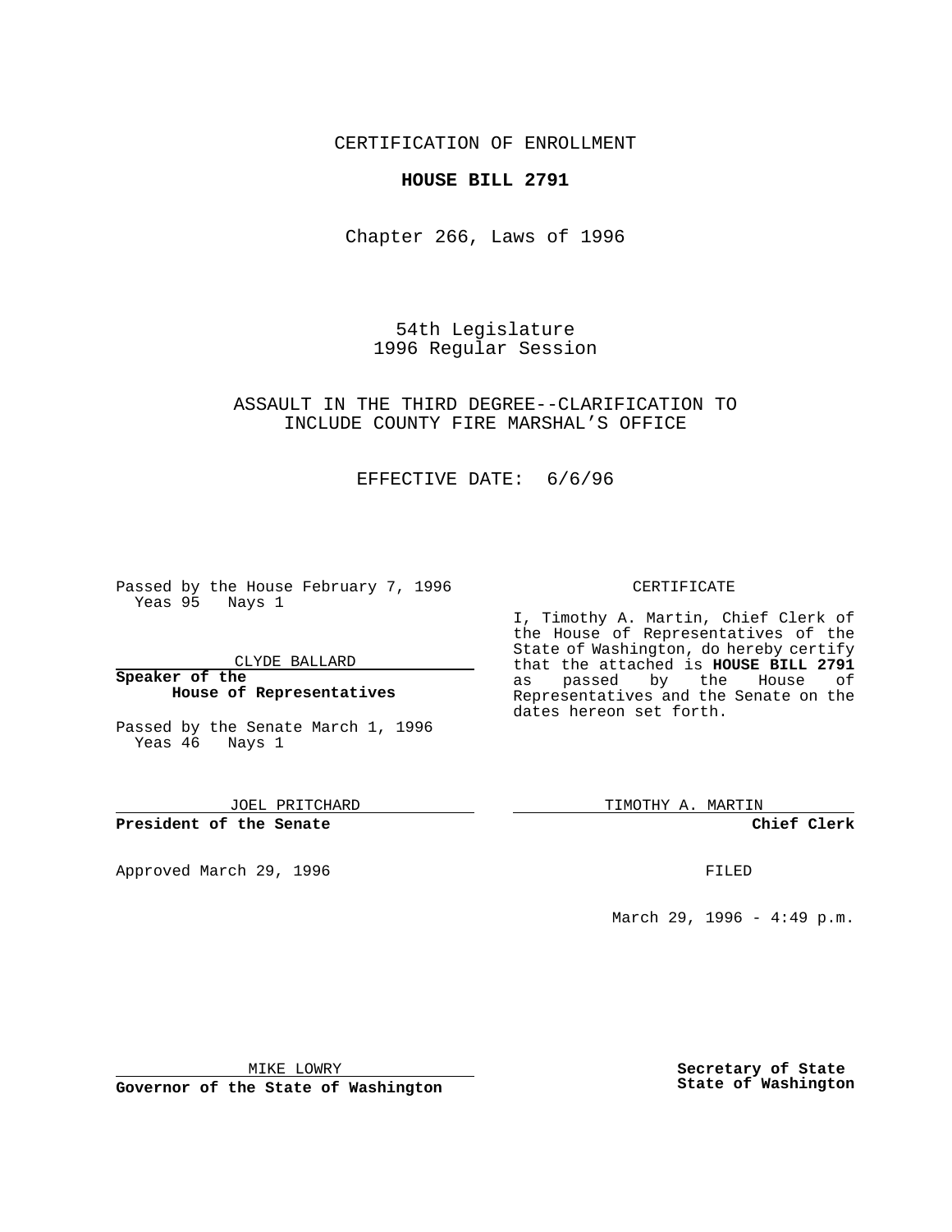CERTIFICATION OF ENROLLMENT

**HOUSE BILL 2791**

Chapter 266, Laws of 1996

54th Legislature
1996 Regular Session

ASSAULT IN THE THIRD DEGREE--CLARIFICATION TO INCLUDE COUNTY FIRE MARSHAL'S OFFICE

EFFECTIVE DATE: 6/6/96

Passed by the House February 7, 1996
Yeas 95 Nays 1

CLYDE BALLARD

**Speaker of the House of Representatives**

Passed by the Senate March 1, 1996
Yeas 46 Nays 1

JOEL PRITCHARD

**President of the Senate**

Approved March 29, 1996

MIKE LOWRY

**Governor of the State of Washington**

CERTIFICATE

I, Timothy A. Martin, Chief Clerk of the House of Representatives of the State of Washington, do hereby certify that the attached is **HOUSE BILL 2791** as passed by the House of Representatives and the Senate on the dates hereon set forth.

TIMOTHY A. MARTIN

**Chief Clerk**

FILED

March 29, 1996 - 4:49 p.m.

**Secretary of State**
**State of Washington**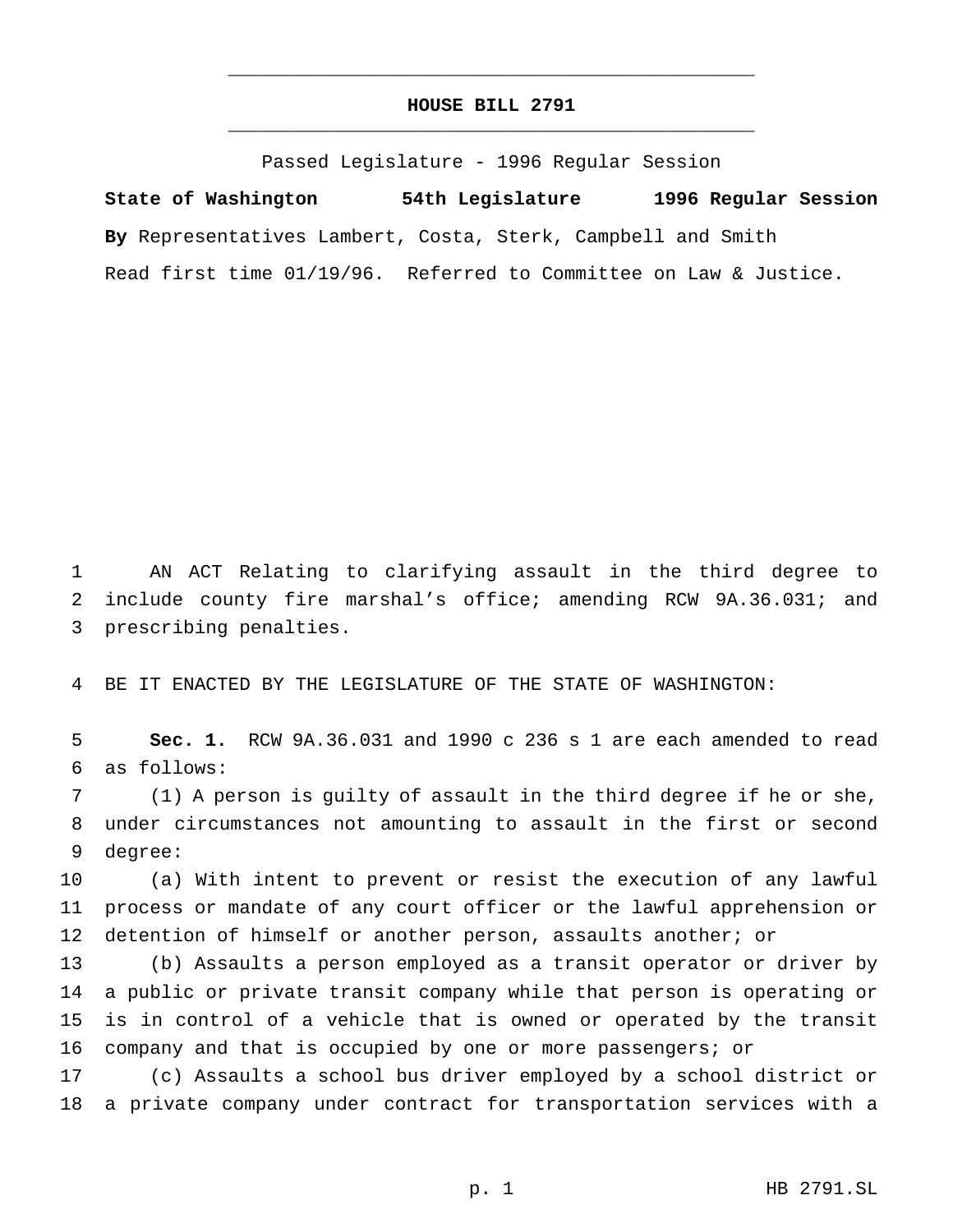# HOUSE BILL 2791

Passed Legislature - 1996 Regular Session

**State of Washington 54th Legislature 1996 Regular Session**

**By** Representatives Lambert, Costa, Sterk, Campbell and Smith

Read first time 01/19/96. Referred to Committee on Law & Justice.

1 AN ACT Relating to clarifying assault in the third degree to
2 include county fire marshal's office; amending RCW 9A.36.031; and
3 prescribing penalties.

4 BE IT ENACTED BY THE LEGISLATURE OF THE STATE OF WASHINGTON:

5 **Sec. 1.** RCW 9A.36.031 and 1990 c 236 s 1 are each amended to read
6 as follows:

7 (1) A person is guilty of assault in the third degree if he or she,
8 under circumstances not amounting to assault in the first or second
9 degree:

10 (a) With intent to prevent or resist the execution of any lawful
11 process or mandate of any court officer or the lawful apprehension or
12 detention of himself or another person, assaults another; or

13 (b) Assaults a person employed as a transit operator or driver by
14 a public or private transit company while that person is operating or
15 is in control of a vehicle that is owned or operated by the transit
16 company and that is occupied by one or more passengers; or

17 (c) Assaults a school bus driver employed by a school district or
18 a private company under contract for transportation services with a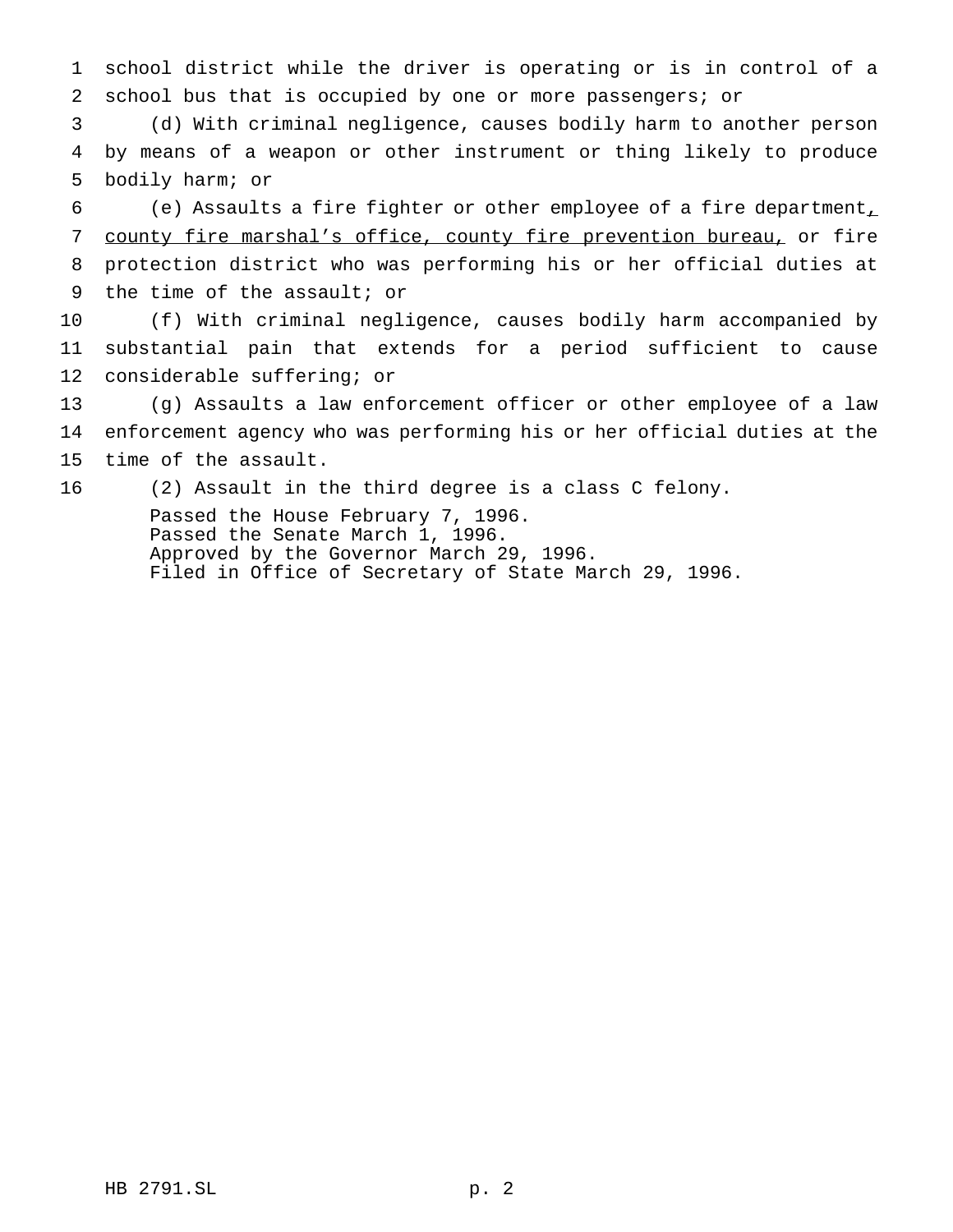school district while the driver is operating or is in control of a school bus that is occupied by one or more passengers; or

(d) With criminal negligence, causes bodily harm to another person by means of a weapon or other instrument or thing likely to produce bodily harm; or

(e) Assaults a fire fighter or other employee of a fire department, county fire marshal's office, county fire prevention bureau, or fire protection district who was performing his or her official duties at the time of the assault; or

(f) With criminal negligence, causes bodily harm accompanied by substantial pain that extends for a period sufficient to cause considerable suffering; or

(g) Assaults a law enforcement officer or other employee of a law enforcement agency who was performing his or her official duties at the time of the assault.

(2) Assault in the third degree is a class C felony.

Passed the House February 7, 1996.
Passed the Senate March 1, 1996.
Approved by the Governor March 29, 1996.
Filed in Office of Secretary of State March 29, 1996.